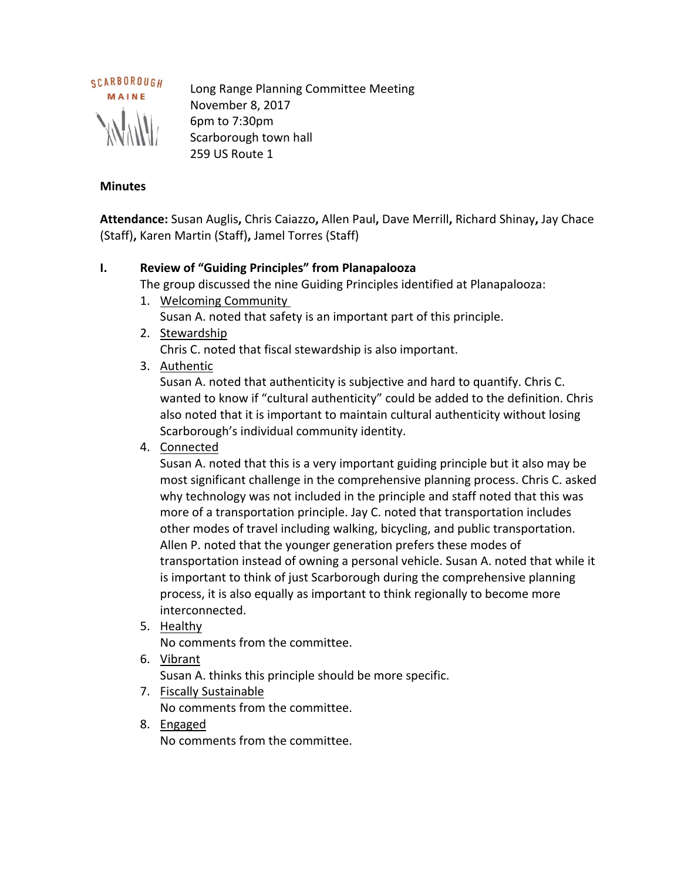SCARBOROUGH MAINE

Long Range Planning Committee Meeting
November 8, 2017
6pm to 7:30pm
Scarborough town hall
259 US Route 1

**Minutes**

**Attendance:** Susan Auglis**,** Chris Caiazzo**,** Allen Paul**,** Dave Merrill**,** Richard Shinay**,** Jay Chace (Staff)**,** Karen Martin (Staff)**,** Jamel Torres (Staff)

**I. Review of "Guiding Principles" from Planapalooza**

The group discussed the nine Guiding Principles identified at Planapalooza:

1. Welcoming Community
   Susan A. noted that safety is an important part of this principle.
2. Stewardship
   Chris C. noted that fiscal stewardship is also important.
3. Authentic
   Susan A. noted that authenticity is subjective and hard to quantify. Chris C. wanted to know if "cultural authenticity" could be added to the definition. Chris also noted that it is important to maintain cultural authenticity without losing Scarborough's individual community identity.
4. Connected
   Susan A. noted that this is a very important guiding principle but it also may be most significant challenge in the comprehensive planning process. Chris C. asked why technology was not included in the principle and staff noted that this was more of a transportation principle. Jay C. noted that transportation includes other modes of travel including walking, bicycling, and public transportation. Allen P. noted that the younger generation prefers these modes of transportation instead of owning a personal vehicle. Susan A. noted that while it is important to think of just Scarborough during the comprehensive planning process, it is also equally as important to think regionally to become more interconnected.
5. Healthy
   No comments from the committee.
6. Vibrant
   Susan A. thinks this principle should be more specific.
7. Fiscally Sustainable
   No comments from the committee.
8. Engaged
   No comments from the committee.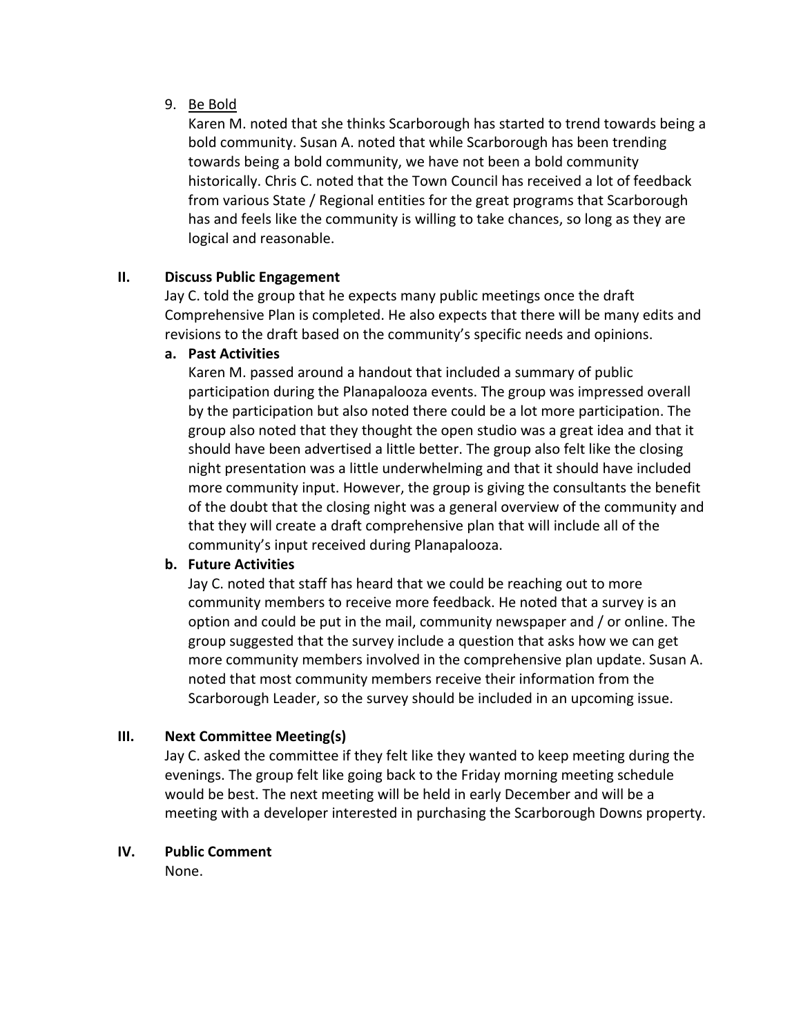9. <u>Be Bold</u>

   Karen M. noted that she thinks Scarborough has started to trend towards being a bold community. Susan A. noted that while Scarborough has been trending towards being a bold community, we have not been a bold community historically. Chris C. noted that the Town Council has received a lot of feedback from various State / Regional entities for the great programs that Scarborough has and feels like the community is willing to take chances, so long as they are logical and reasonable.

## II. Discuss Public Engagement

Jay C. told the group that he expects many public meetings once the draft Comprehensive Plan is completed. He also expects that there will be many edits and revisions to the draft based on the community's specific needs and opinions.

### a. Past Activities

Karen M. passed around a handout that included a summary of public participation during the Planapalooza events. The group was impressed overall by the participation but also noted there could be a lot more participation. The group also noted that they thought the open studio was a great idea and that it should have been advertised a little better. The group also felt like the closing night presentation was a little underwhelming and that it should have included more community input. However, the group is giving the consultants the benefit of the doubt that the closing night was a general overview of the community and that they will create a draft comprehensive plan that will include all of the community's input received during Planapalooza.

### b. Future Activities

Jay C. noted that staff has heard that we could be reaching out to more community members to receive more feedback. He noted that a survey is an option and could be put in the mail, community newspaper and / or online. The group suggested that the survey include a question that asks how we can get more community members involved in the comprehensive plan update. Susan A. noted that most community members receive their information from the Scarborough Leader, so the survey should be included in an upcoming issue.

## III. Next Committee Meeting(s)

Jay C. asked the committee if they felt like they wanted to keep meeting during the evenings. The group felt like going back to the Friday morning meeting schedule would be best. The next meeting will be held in early December and will be a meeting with a developer interested in purchasing the Scarborough Downs property.

## IV. Public Comment

None.